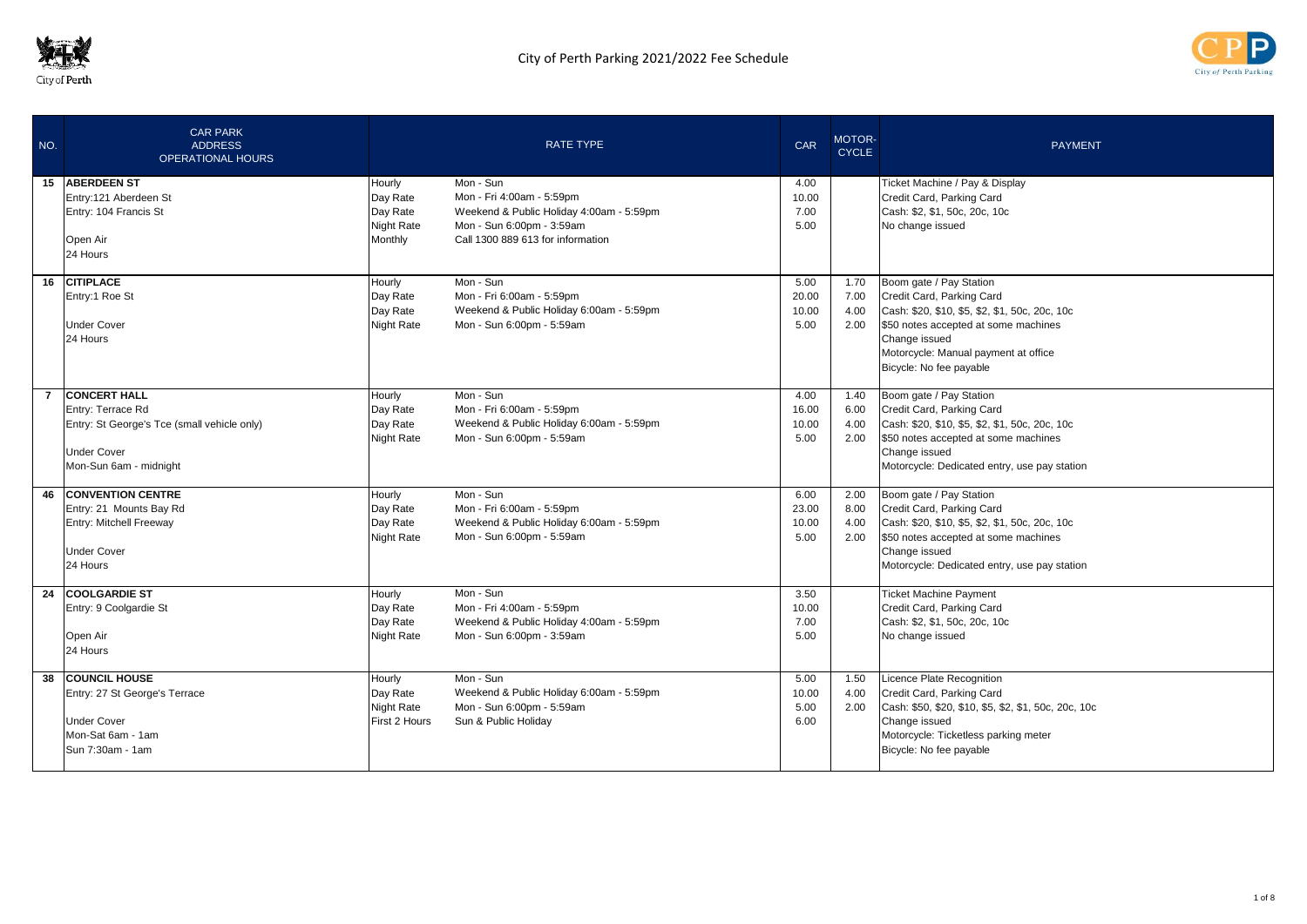# City of Perth Parking 2021/2022 Fee Schedule

| NO. | CAR PARK<br>ADDRESS<br>OPERATIONAL HOURS | RATE TYPE | | CAR | MOTOR-CYCLE | PAYMENT |
|---|---|---|---|---|---|---|
| 15 | **ABERDEEN ST**<br>Entry:121 Aberdeen St<br>Entry: 104 Francis St<br><br>Open Air<br>24 Hours | Hourly<br>Day Rate<br>Day Rate<br>Night Rate<br>Monthly | Mon - Sun<br>Mon - Fri 4:00am - 5:59pm<br>Weekend & Public Holiday 4:00am - 5:59pm<br>Mon - Sun 6:00pm - 3:59am<br>Call 1300 889 613 for information | 4.00<br>10.00<br>7.00<br>5.00 | | Ticket Machine / Pay & Display<br>Credit Card, Parking Card<br>Cash: $2, $1, 50c, 20c, 10c<br>No change issued |
| 16 | **CITIPLACE**<br>Entry:1 Roe St<br><br>Under Cover<br>24 Hours | Hourly<br>Day Rate<br>Day Rate<br>Night Rate | Mon - Sun<br>Mon - Fri 6:00am - 5:59pm<br>Weekend & Public Holiday 6:00am - 5:59pm<br>Mon - Sun 6:00pm - 5:59am | 5.00<br>20.00<br>10.00<br>5.00 | 1.70<br>7.00<br>4.00<br>2.00 | Boom gate / Pay Station<br>Credit Card, Parking Card<br>Cash: $20, $10, $5, $2, $1, 50c, 20c, 10c<br>$50 notes accepted at some machines<br>Change issued<br>Motorcycle: Manual payment at office<br>Bicycle: No fee payable |
| 7 | **CONCERT HALL**<br>Entry: Terrace Rd<br>Entry: St George's Tce (small vehicle only)<br><br>Under Cover<br>Mon-Sun 6am - midnight | Hourly<br>Day Rate<br>Day Rate<br>Night Rate | Mon - Sun<br>Mon - Fri 6:00am - 5:59pm<br>Weekend & Public Holiday 6:00am - 5:59pm<br>Mon - Sun 6:00pm - 5:59am | 4.00<br>16.00<br>10.00<br>5.00 | 1.40<br>6.00<br>4.00<br>2.00 | Boom gate / Pay Station<br>Credit Card, Parking Card<br>Cash: $20, $10, $5, $2, $1, 50c, 20c, 10c<br>$50 notes accepted at some machines<br>Change issued<br>Motorcycle: Dedicated entry, use pay station |
| 46 | **CONVENTION CENTRE**<br>Entry: 21 Mounts Bay Rd<br>Entry: Mitchell Freeway<br><br>Under Cover<br>24 Hours | Hourly<br>Day Rate<br>Day Rate<br>Night Rate | Mon - Sun<br>Mon - Fri 6:00am - 5:59pm<br>Weekend & Public Holiday 6:00am - 5:59pm<br>Mon - Sun 6:00pm - 5:59am | 6.00<br>23.00<br>10.00<br>5.00 | 2.00<br>8.00<br>4.00<br>2.00 | Boom gate / Pay Station<br>Credit Card, Parking Card<br>Cash: $20, $10, $5, $2, $1, 50c, 20c, 10c<br>$50 notes accepted at some machines<br>Change issued<br>Motorcycle: Dedicated entry, use pay station |
| 24 | **COOLGARDIE ST**<br>Entry: 9 Coolgardie St<br><br>Open Air<br>24 Hours | Hourly<br>Day Rate<br>Day Rate<br>Night Rate | Mon - Sun<br>Mon - Fri 4:00am - 5:59pm<br>Weekend & Public Holiday 4:00am - 5:59pm<br>Mon - Sun 6:00pm - 3:59am | 3.50<br>10.00<br>7.00<br>5.00 | | Ticket Machine Payment<br>Credit Card, Parking Card<br>Cash: $2, $1, 50c, 20c, 10c<br>No change issued |
| 38 | **COUNCIL HOUSE**<br>Entry: 27 St George's Terrace<br><br>Under Cover<br>Mon-Sat 6am - 1am<br>Sun 7:30am - 1am | Hourly<br>Day Rate<br>Night Rate<br>First 2 Hours | Mon - Sun<br>Weekend & Public Holiday 6:00am - 5:59pm<br>Mon - Sun 6:00pm - 5:59am<br>Sun & Public Holiday | 5.00<br>10.00<br>5.00<br>6.00 | 1.50<br>4.00<br>2.00 | Licence Plate Recognition<br>Credit Card, Parking Card<br>Cash: $50, $20, $10, $5, $2, $1, 50c, 20c, 10c<br>Change issued<br>Motorcycle: Ticketless parking meter<br>Bicycle: No fee payable |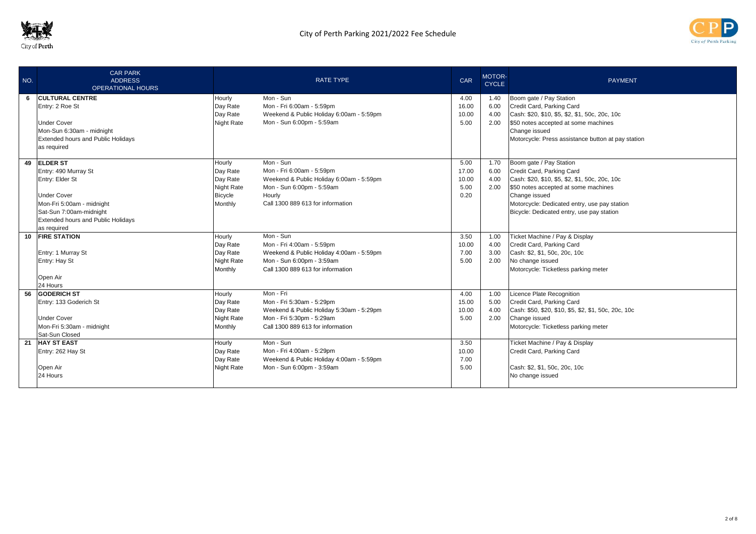# City of Perth Parking 2021/2022 Fee Schedule

| NO. | CAR PARK<br>ADDRESS<br>OPERATIONAL HOURS | RATE TYPE | | CAR | MOTOR-CYCLE | PAYMENT |
|---|---|---|---|---|---|---|
| 6 | **CULTURAL CENTRE**<br>Entry: 2 Roe St<br><br>Under Cover<br>Mon-Sun 6:30am - midnight<br>Extended hours and Public Holidays as required | Hourly<br>Day Rate<br>Day Rate<br>Night Rate | Mon - Sun<br>Mon - Fri 6:00am - 5:59pm<br>Weekend & Public Holiday 6:00am - 5:59pm<br>Mon - Sun 6:00pm - 5:59am | 4.00<br>16.00<br>10.00<br>5.00 | 1.40<br>6.00<br>4.00<br>2.00 | Boom gate / Pay Station<br>Credit Card, Parking Card<br>Cash: $20, $10, $5, $2, $1, 50c, 20c, 10c<br>$50 notes accepted at some machines<br>Change issued<br>Motorcycle: Press assistance button at pay station |
| 49 | **ELDER ST**<br>Entry: 490 Murray St<br>Entry: Elder St<br><br>Under Cover<br>Mon-Fri 5:00am - midnight<br>Sat-Sun 7:00am-midnight<br>Extended hours and Public Holidays as required | Hourly<br>Day Rate<br>Day Rate<br>Night Rate<br>Bicycle<br>Monthly | Mon - Sun<br>Mon - Fri 6:00am - 5:59pm<br>Weekend & Public Holiday 6:00am - 5:59pm<br>Mon - Sun 6:00pm - 5:59am<br>Hourly<br>Call 1300 889 613 for information | 5.00<br>17.00<br>10.00<br>5.00<br>0.20 | 1.70<br>6.00<br>4.00<br>2.00 | Boom gate / Pay Station<br>Credit Card, Parking Card<br>Cash: $20, $10, $5, $2, $1, 50c, 20c, 10c<br>$50 notes accepted at some machines<br>Change issued<br>Motorcycle: Dedicated entry, use pay station<br>Bicycle: Dedicated entry, use pay station |
| 10 | **FIRE STATION**<br><br>Entry: 1 Murray St<br>Entry: Hay St<br><br>Open Air<br>24 Hours | Hourly<br>Day Rate<br>Day Rate<br>Night Rate<br>Monthly | Mon - Sun<br>Mon - Fri 4:00am - 5:59pm<br>Weekend & Public Holiday 4:00am - 5:59pm<br>Mon - Sun 6:00pm - 3:59am<br>Call 1300 889 613 for information | 3.50<br>10.00<br>7.00<br>5.00 | 1.00<br>4.00<br>3.00<br>2.00 | Ticket Machine / Pay & Display<br>Credit Card, Parking Card<br>Cash: $2, $1, 50c, 20c, 10c<br>No change issued<br>Motorcycle: Ticketless parking meter |
| 56 | **GODERICH ST**<br>Entry: 133 Goderich St<br><br>Under Cover<br>Mon-Fri 5:30am - midnight<br>Sat-Sun Closed | Hourly<br>Day Rate<br>Day Rate<br>Night Rate<br>Monthly | Mon - Fri<br>Mon - Fri 5:30am - 5:29pm<br>Weekend & Public Holiday 5:30am - 5:29pm<br>Mon - Fri 5:30pm - 5:29am<br>Call 1300 889 613 for information | 4.00<br>15.00<br>10.00<br>5.00 | 1.00<br>5.00<br>4.00<br>2.00 | Licence Plate Recognition<br>Credit Card, Parking Card<br>Cash: $50, $20, $10, $5, $2, $1, 50c, 20c, 10c<br>Change issued<br>Motorcycle: Ticketless parking meter |
| 21 | **HAY ST EAST**<br>Entry: 262 Hay St<br><br>Open Air<br>24 Hours | Hourly<br>Day Rate<br>Day Rate<br>Night Rate | Mon - Sun<br>Mon - Fri 4:00am - 5:29pm<br>Weekend & Public Holiday 4:00am - 5:59pm<br>Mon - Sun 6:00pm - 3:59am | 3.50<br>10.00<br>7.00<br>5.00 | | Ticket Machine / Pay & Display<br>Credit Card, Parking Card<br><br>Cash: $2, $1, 50c, 20c, 10c<br>No change issued |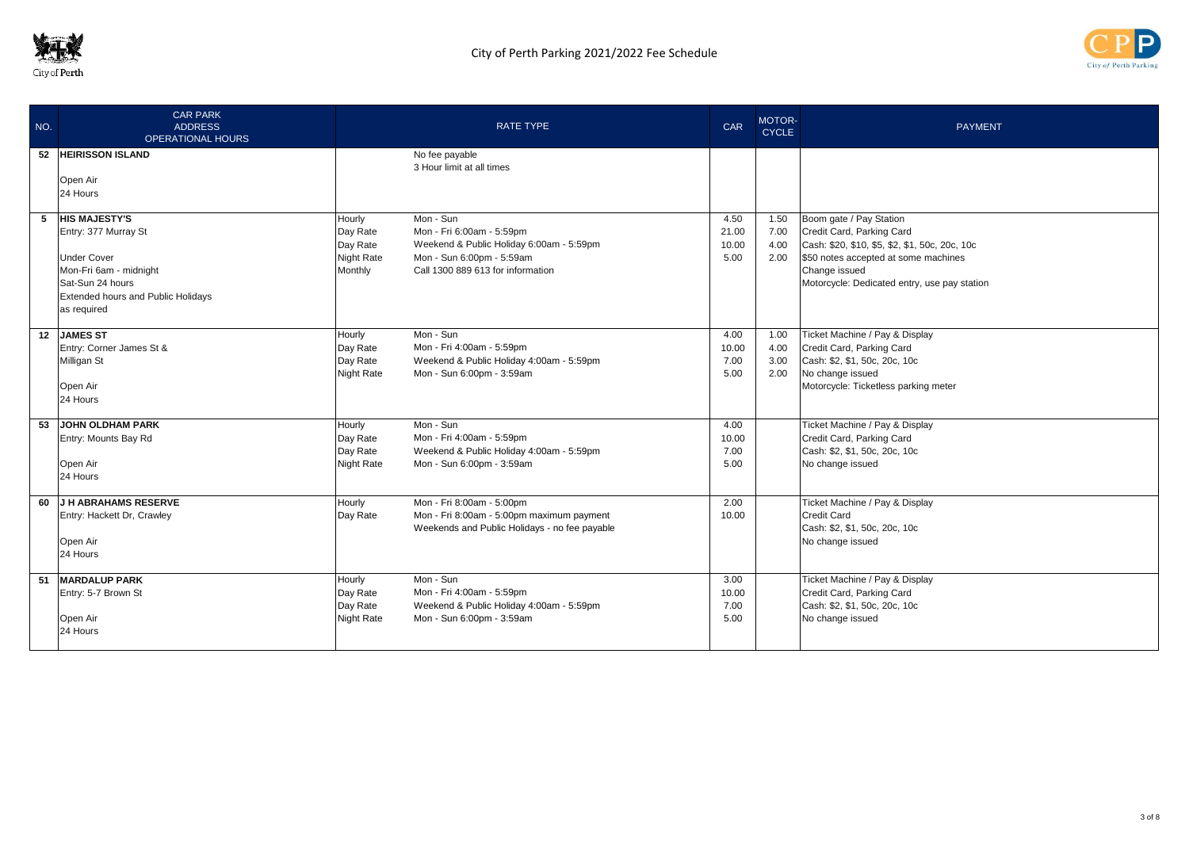// City of Perth Parking 2021/2022 Fee Schedule

| NO. | CAR PARK<br>ADDRESS<br>OPERATIONAL HOURS | RATE TYPE | | CAR | MOTOR-CYCLE | PAYMENT |
|---|---|---|---|---|---|---|
| 52 | **HEIRISSON ISLAND**<br><br>Open Air<br>24 Hours | | No fee payable<br>3 Hour limit at all times | | | |
| 5 | **HIS MAJESTY'S**<br>Entry: 377 Murray St<br><br>Under Cover<br>Mon-Fri 6am - midnight<br>Sat-Sun 24 hours<br>Extended hours and Public Holidays as required | Hourly<br>Day Rate<br>Day Rate<br>Night Rate<br>Monthly | Mon - Sun<br>Mon - Fri 6:00am - 5:59pm<br>Weekend & Public Holiday 6:00am - 5:59pm<br>Mon - Sun 6:00pm - 5:59am<br>Call 1300 889 613 for information | 4.50<br>21.00<br>10.00<br>5.00 | 1.50<br>7.00<br>4.00<br>2.00 | Boom gate / Pay Station<br>Credit Card, Parking Card<br>Cash: $20, $10, $5, $2, $1, 50c, 20c, 10c<br>$50 notes accepted at some machines<br>Change issued<br>Motorcycle: Dedicated entry, use pay station |
| 12 | **JAMES ST**<br>Entry: Corner James St & Milligan St<br><br>Open Air<br>24 Hours | Hourly<br>Day Rate<br>Day Rate<br>Night Rate | Mon - Sun<br>Mon - Fri 4:00am - 5:59pm<br>Weekend & Public Holiday 4:00am - 5:59pm<br>Mon - Sun 6:00pm - 3:59am | 4.00<br>10.00<br>7.00<br>5.00 | 1.00<br>4.00<br>3.00<br>2.00 | Ticket Machine / Pay & Display<br>Credit Card, Parking Card<br>Cash: $2, $1, 50c, 20c, 10c<br>No change issued<br>Motorcycle: Ticketless parking meter |
| 53 | **JOHN OLDHAM PARK**<br>Entry: Mounts Bay Rd<br><br>Open Air<br>24 Hours | Hourly<br>Day Rate<br>Day Rate<br>Night Rate | Mon - Sun<br>Mon - Fri 4:00am - 5:59pm<br>Weekend & Public Holiday 4:00am - 5:59pm<br>Mon - Sun 6:00pm - 3:59am | 4.00<br>10.00<br>7.00<br>5.00 | | Ticket Machine / Pay & Display<br>Credit Card, Parking Card<br>Cash: $2, $1, 50c, 20c, 10c<br>No change issued |
| 60 | **J H ABRAHAMS RESERVE**<br>Entry: Hackett Dr, Crawley<br><br>Open Air<br>24 Hours | Hourly<br>Day Rate | Mon - Fri 8:00am - 5:00pm<br>Mon - Fri 8:00am - 5:00pm maximum payment<br>Weekends and Public Holidays - no fee payable | 2.00<br>10.00 | | Ticket Machine / Pay & Display<br>Credit Card<br>Cash: $2, $1, 50c, 20c, 10c<br>No change issued |
| 51 | **MARDALUP PARK**<br>Entry: 5-7 Brown St<br><br>Open Air<br>24 Hours | Hourly<br>Day Rate<br>Day Rate<br>Night Rate | Mon - Sun<br>Mon - Fri 4:00am - 5:59pm<br>Weekend & Public Holiday 4:00am - 5:59pm<br>Mon - Sun 6:00pm - 3:59am | 3.00<br>10.00<br>7.00<br>5.00 | | Ticket Machine / Pay & Display<br>Credit Card, Parking Card<br>Cash: $2, $1, 50c, 20c, 10c<br>No change issued |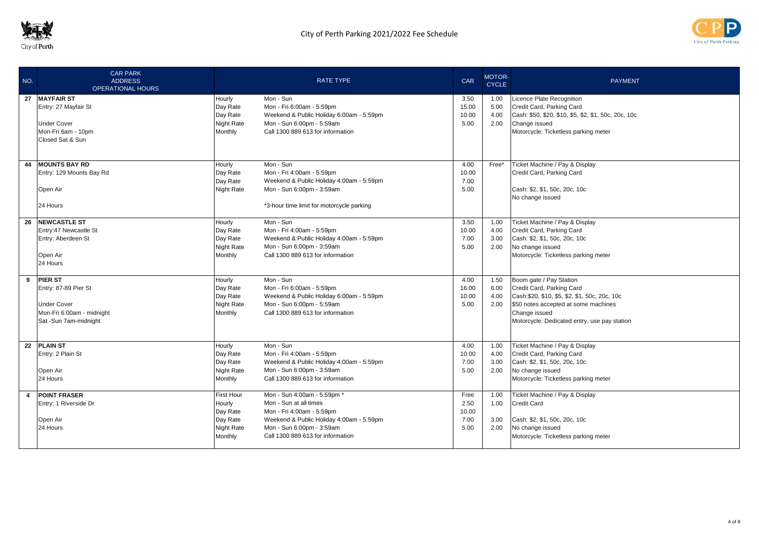# City of Perth Parking 2021/2022 Fee Schedule

| NO. | CAR PARK<br>ADDRESS<br>OPERATIONAL HOURS | RATE TYPE | | CAR | MOTOR-CYCLE | PAYMENT |
|---|---|---|---|---|---|---|
| 27 | **MAYFAIR ST**<br>Entry: 27 Mayfair St<br><br>Under Cover<br>Mon-Fri 6am - 10pm<br>Closed Sat & Sun | Hourly<br>Day Rate<br>Day Rate<br>Night Rate<br>Monthly | Mon - Sun<br>Mon - Fri 6:00am - 5:59pm<br>Weekend & Public Holiday 6:00am - 5:59pm<br>Mon - Sun 6:00pm - 5:59am<br>Call 1300 889 613 for information | 3.50<br>15.00<br>10.00<br>5.00 | 1.00<br>5.00<br>4.00<br>2.00 | Licence Plate Recognition<br>Credit Card, Parking Card<br>Cash: $50, $20, $10, $5, $2, $1, 50c, 20c, 10c<br>Change issued<br>Motorcycle: Ticketless parking meter |
| 44 | **MOUNTS BAY RD**<br>Entry: 129 Mounts Bay Rd<br><br>Open Air<br><br>24 Hours | Hourly<br>Day Rate<br>Day Rate<br>Night Rate | Mon - Sun<br>Mon - Fri 4:00am - 5:59pm<br>Weekend & Public Holiday 4:00am - 5:59pm<br>Mon - Sun 6:00pm - 3:59am<br><br>*3-hour time limit for motorcycle parking | 4.00<br>10.00<br>7.00<br>5.00 | Free* | Ticket Machine / Pay & Display<br>Credit Card, Parking Card<br><br>Cash: $2, $1, 50c, 20c, 10c<br>No change issued |
| 26 | **NEWCASTLE ST**<br>Entry:47 Newcastle St<br>Entry: Aberdeen St<br><br>Open Air<br>24 Hours | Hourly<br>Day Rate<br>Day Rate<br>Night Rate<br>Monthly | Mon - Sun<br>Mon - Fri 4:00am - 5:59pm<br>Weekend & Public Holiday 4:00am - 5:59pm<br>Mon - Sun 6:00pm - 3:59am<br>Call 1300 889 613 for information | 3.50<br>10.00<br>7.00<br>5.00 | 1.00<br>4.00<br>3.00<br>2.00 | Ticket Machine / Pay & Display<br>Credit Card, Parking Card<br>Cash: $2, $1, 50c, 20c, 10c<br>No change issued<br>Motorcycle: Ticketless parking meter |
| 9 | **PIER ST**<br>Entry: 87-89 Pier St<br><br>Under Cover<br>Mon-Fri 6:00am - midnight<br>Sat -Sun 7am-midnight | Hourly<br>Day Rate<br>Day Rate<br>Night Rate<br>Monthly | Mon - Sun<br>Mon - Fri 6:00am - 5:59pm<br>Weekend & Public Holiday 6:00am - 5:59pm<br>Mon - Sun 6:00pm - 5:59am<br>Call 1300 889 613 for information | 4.00<br>16.00<br>10.00<br>5.00 | 1.50<br>6.00<br>4.00<br>2.00 | Boom gate / Pay Station<br>Credit Card, Parking Card<br>Cash:$20, $10, $5, $2, $1, 50c, 20c, 10c<br>$50 notes accepted at some machines<br>Change issued<br>Motorcycle: Dedicated entry, use pay station |
| 22 | **PLAIN ST**<br>Entry: 2 Plain St<br><br>Open Air<br>24 Hours | Hourly<br>Day Rate<br>Day Rate<br>Night Rate<br>Monthly | Mon - Sun<br>Mon - Fri 4:00am - 5:59pm<br>Weekend & Public Holiday 4:00am - 5:59pm<br>Mon - Sun 6:00pm - 3:59am<br>Call 1300 889 613 for information | 4.00<br>10.00<br>7.00<br>5.00 | 1.00<br>4.00<br>3.00<br>2.00 | Ticket Machine / Pay & Display<br>Credit Card, Parking Card<br>Cash: $2, $1, 50c, 20c, 10c<br>No change issued<br>Motorcycle: Ticketless parking meter |
| 4 | **POINT FRASER**<br>Entry: 1 Riverside Dr<br><br>Open Air<br>24 Hours | First Hour<br>Hourly<br>Day Rate<br>Day Rate<br>Night Rate<br>Monthly | Mon - Sun 4:00am - 5:59pm *<br>Mon - Sun at all times<br>Mon - Fri 4:00am - 5:59pm<br>Weekend & Public Holiday 4:00am - 5:59pm<br>Mon - Sun 6:00pm - 3:59am<br>Call 1300 889 613 for information | Free<br>2.50<br>10.00<br>7.00<br>5.00 | 1.00<br>1.00<br><br>3.00<br>2.00 | Ticket Machine / Pay & Display<br>Credit Card<br><br>Cash: $2, $1, 50c, 20c, 10c<br>No change issued<br>Motorcycle: Ticketless parking meter |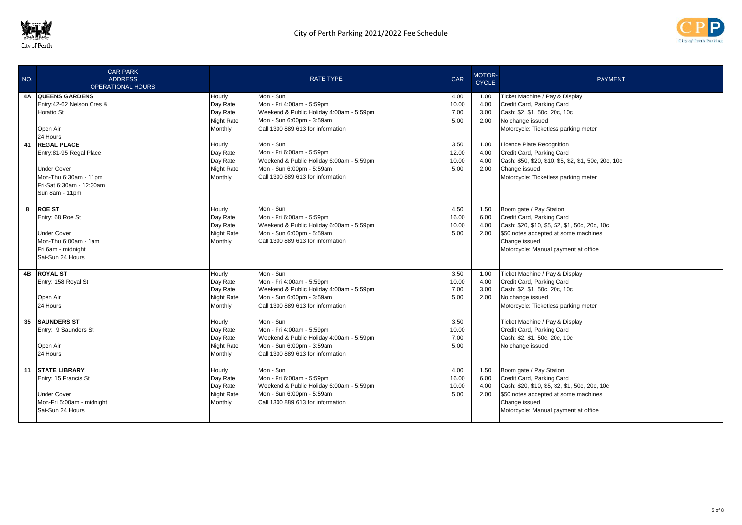# City of Perth Parking 2021/2022 Fee Schedule

| NO. | CAR PARK<br>ADDRESS<br>OPERATIONAL HOURS | RATE TYPE | | CAR | MOTOR-CYCLE | PAYMENT |
|---|---|---|---|---|---|---|
| 4A | **QUEENS GARDENS**<br>Entry:42-62 Nelson Cres &<br>Horatio St<br><br>Open Air<br>24 Hours | Hourly<br>Day Rate<br>Day Rate<br>Night Rate<br>Monthly | Mon - Sun<br>Mon - Fri 4:00am - 5:59pm<br>Weekend & Public Holiday 4:00am - 5:59pm<br>Mon - Sun 6:00pm - 3:59am<br>Call 1300 889 613 for information | 4.00<br>10.00<br>7.00<br>5.00 | 1.00<br>4.00<br>3.00<br>2.00 | Ticket Machine / Pay & Display<br>Credit Card, Parking Card<br>Cash: $2, $1, 50c, 20c, 10c<br>No change issued<br>Motorcycle: Ticketless parking meter |
| 41 | **REGAL PLACE**<br>Entry:81-95 Regal Place<br><br>Under Cover<br>Mon-Thu 6:30am - 11pm<br>Fri-Sat 6:30am - 12:30am<br>Sun 8am - 11pm | Hourly<br>Day Rate<br>Day Rate<br>Night Rate<br>Monthly | Mon - Sun<br>Mon - Fri 6:00am - 5:59pm<br>Weekend & Public Holiday 6:00am - 5:59pm<br>Mon - Sun 6:00pm - 5:59am<br>Call 1300 889 613 for information | 3.50<br>12.00<br>10.00<br>5.00 | 1.00<br>4.00<br>4.00<br>2.00 | Licence Plate Recognition<br>Credit Card, Parking Card<br>Cash: $50, $20, $10, $5, $2, $1, 50c, 20c, 10c<br>Change issued<br>Motorcycle: Ticketless parking meter |
| 8 | **ROE ST**<br>Entry: 68 Roe St<br><br>Under Cover<br>Mon-Thu 6:00am - 1am<br>Fri 6am - midnight<br>Sat-Sun 24 Hours | Hourly<br>Day Rate<br>Day Rate<br>Night Rate<br>Monthly | Mon - Sun<br>Mon - Fri 6:00am - 5:59pm<br>Weekend & Public Holiday 6:00am - 5:59pm<br>Mon - Sun 6:00pm - 5:59am<br>Call 1300 889 613 for information | 4.50<br>16.00<br>10.00<br>5.00 | 1.50<br>6.00<br>4.00<br>2.00 | Boom gate / Pay Station<br>Credit Card, Parking Card<br>Cash: $20, $10, $5, $2, $1, 50c, 20c, 10c<br>$50 notes accepted at some machines<br>Change issued<br>Motorcycle: Manual payment at office |
| 4B | **ROYAL ST**<br>Entry: 158 Royal St<br><br>Open Air<br>24 Hours | Hourly<br>Day Rate<br>Day Rate<br>Night Rate<br>Monthly | Mon - Sun<br>Mon - Fri 4:00am - 5:59pm<br>Weekend & Public Holiday 4:00am - 5:59pm<br>Mon - Sun 6:00pm - 3:59am<br>Call 1300 889 613 for information | 3.50<br>10.00<br>7.00<br>5.00 | 1.00<br>4.00<br>3.00<br>2.00 | Ticket Machine / Pay & Display<br>Credit Card, Parking Card<br>Cash: $2, $1, 50c, 20c, 10c<br>No change issued<br>Motorcycle: Ticketless parking meter |
| 35 | **SAUNDERS ST**<br>Entry: 9 Saunders St<br><br>Open Air<br>24 Hours | Hourly<br>Day Rate<br>Day Rate<br>Night Rate<br>Monthly | Mon - Sun<br>Mon - Fri 4:00am - 5:59pm<br>Weekend & Public Holiday 4:00am - 5:59pm<br>Mon - Sun 6:00pm - 3:59am<br>Call 1300 889 613 for information | 3.50<br>10.00<br>7.00<br>5.00 | | Ticket Machine / Pay & Display<br>Credit Card, Parking Card<br>Cash: $2, $1, 50c, 20c, 10c<br>No change issued |
| 11 | **STATE LIBRARY**<br>Entry: 15 Francis St<br><br>Under Cover<br>Mon-Fri 5:00am - midnight<br>Sat-Sun 24 Hours | Hourly<br>Day Rate<br>Day Rate<br>Night Rate<br>Monthly | Mon - Sun<br>Mon - Fri 6:00am - 5:59pm<br>Weekend & Public Holiday 6:00am - 5:59pm<br>Mon - Sun 6:00pm - 5:59am<br>Call 1300 889 613 for information | 4.00<br>16.00<br>10.00<br>5.00 | 1.50<br>6.00<br>4.00<br>2.00 | Boom gate / Pay Station<br>Credit Card, Parking Card<br>Cash: $20, $10, $5, $2, $1, 50c, 20c, 10c<br>$50 notes accepted at some machines<br>Change issued<br>Motorcycle: Manual payment at office |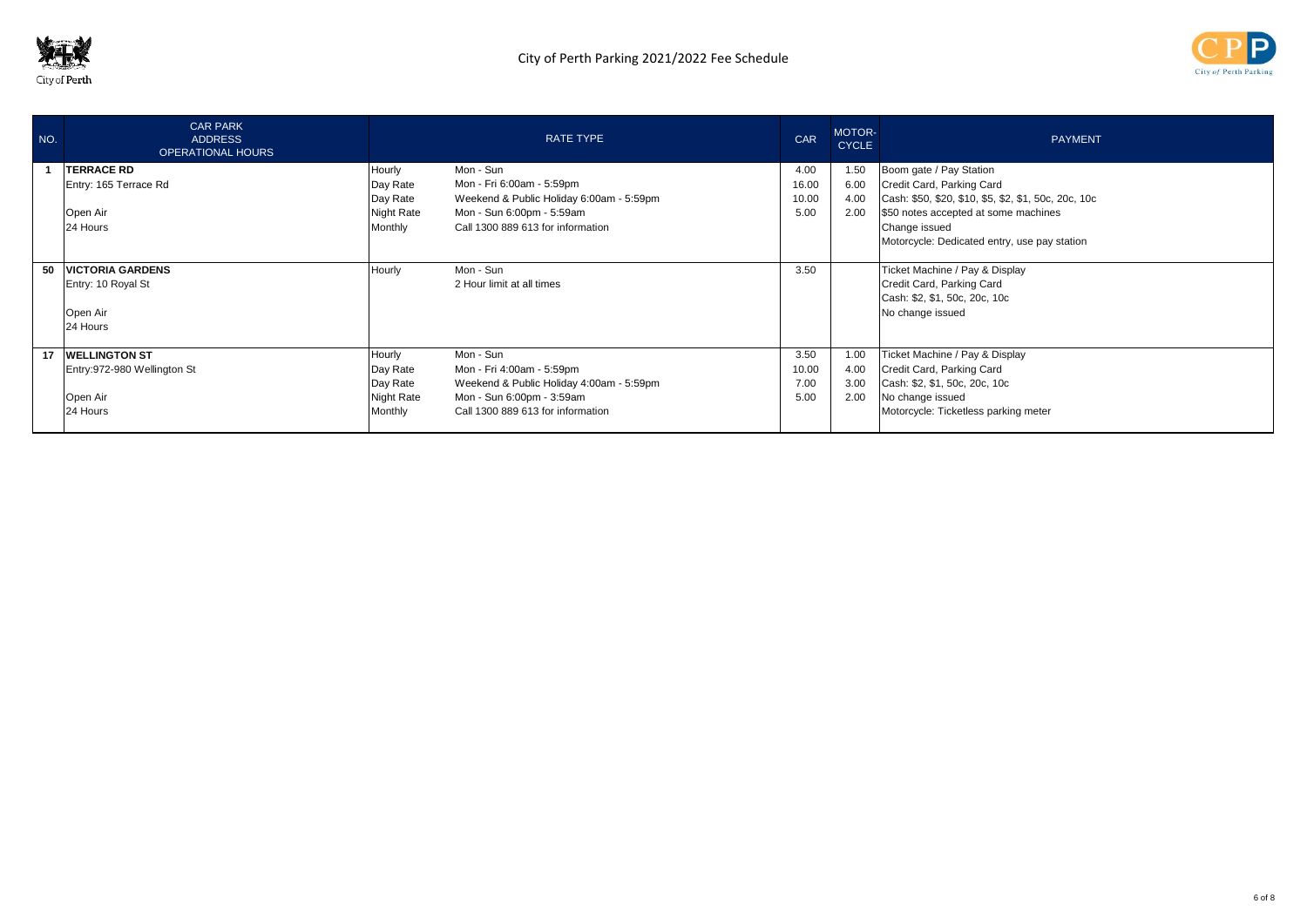# City of Perth Parking 2021/2022 Fee Schedule

| NO. | CAR PARK ADDRESS OPERATIONAL HOURS | RATE TYPE | | CAR | MOTOR-CYCLE | PAYMENT |
|---|---|---|---|---|---|---|
| 1 | **TERRACE RD** | Hourly | Mon - Sun | 4.00 | 1.50 | Boom gate / Pay Station |
| | Entry: 165 Terrace Rd | Day Rate | Mon - Fri 6:00am - 5:59pm | 16.00 | 6.00 | Credit Card, Parking Card |
| | | Day Rate | Weekend & Public Holiday 6:00am - 5:59pm | 10.00 | 4.00 | Cash: $50, $20, $10, $5, $2, $1, 50c, 20c, 10c |
| | Open Air | Night Rate | Mon - Sun 6:00pm - 5:59am | 5.00 | 2.00 | $50 notes accepted at some machines |
| | 24 Hours | Monthly | Call 1300 889 613 for information | | | Change issued |
| | | | | | | Motorcycle: Dedicated entry, use pay station |
| 50 | **VICTORIA GARDENS** | Hourly | Mon - Sun | 3.50 | | Ticket Machine / Pay & Display |
| | Entry: 10 Royal St | | 2 Hour limit at all times | | | Credit Card, Parking Card |
| | | | | | | Cash: $2, $1, 50c, 20c, 10c |
| | Open Air | | | | | No change issued |
| | 24 Hours | | | | | |
| 17 | **WELLINGTON ST** | Hourly | Mon - Sun | 3.50 | 1.00 | Ticket Machine / Pay & Display |
| | Entry:972-980 Wellington St | Day Rate | Mon - Fri 4:00am - 5:59pm | 10.00 | 4.00 | Credit Card, Parking Card |
| | | Day Rate | Weekend & Public Holiday 4:00am - 5:59pm | 7.00 | 3.00 | Cash: $2, $1, 50c, 20c, 10c |
| | Open Air | Night Rate | Mon - Sun 6:00pm - 3:59am | 5.00 | 2.00 | No change issued |
| | 24 Hours | Monthly | Call 1300 889 613 for information | | | Motorcycle: Ticketless parking meter |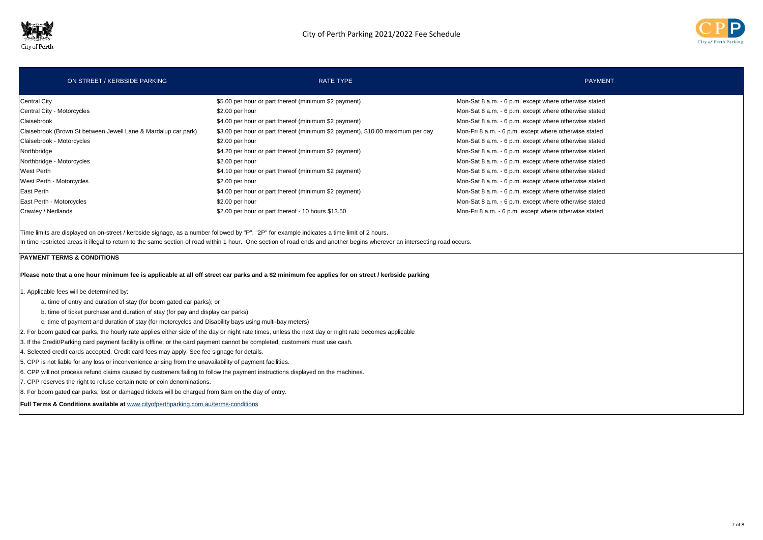City of Perth Parking 2021/2022 Fee Schedule

| ON STREET / KERBSIDE PARKING | RATE TYPE | PAYMENT |
|---|---|---|
| Central City | \$5.00 per hour or part thereof (minimum \$2 payment) | Mon-Sat 8 a.m. - 6 p.m. except where otherwise stated |
| Central City - Motorcycles | \$2.00 per hour | Mon-Sat 8 a.m. - 6 p.m. except where otherwise stated |
| Claisebrook | \$4.00 per hour or part thereof (minimum \$2 payment) | Mon-Sat 8 a.m. - 6 p.m. except where otherwise stated |
| Claisebrook (Brown St between Jewell Lane & Mardalup car park) | \$3.00 per hour or part thereof (minimum \$2 payment), \$10.00 maximum per day | Mon-Fri 8 a.m. - 6 p.m. except where otherwise stated |
| Claisebrook - Motorcycles | \$2.00 per hour | Mon-Sat 8 a.m. - 6 p.m. except where otherwise stated |
| Northbridge | \$4.20 per hour or part thereof (minimum \$2 payment) | Mon-Sat 8 a.m. - 6 p.m. except where otherwise stated |
| Northbridge - Motorcycles | \$2.00 per hour | Mon-Sat 8 a.m. - 6 p.m. except where otherwise stated |
| West Perth | \$4.10 per hour or part thereof (minimum \$2 payment) | Mon-Sat 8 a.m. - 6 p.m. except where otherwise stated |
| West Perth - Motorcycles | \$2.00 per hour | Mon-Sat 8 a.m. - 6 p.m. except where otherwise stated |
| East Perth | \$4.00 per hour or part thereof (minimum \$2 payment) | Mon-Sat 8 a.m. - 6 p.m. except where otherwise stated |
| East Perth - Motorcycles | \$2.00 per hour | Mon-Sat 8 a.m. - 6 p.m. except where otherwise stated |
| Crawley / Nedlands | \$2.00 per hour or part thereof - 10 hours \$13.50 | Mon-Fri 8 a.m. - 6 p.m. except where otherwise stated |

Time limits are displayed on on-street / kerbside signage, as a number followed by "P". "2P" for example indicates a time limit of 2 hours.

In time restricted areas it illegal to return to the same section of road within 1 hour. One section of road ends and another begins wherever an intersecting road occurs.

**PAYMENT TERMS & CONDITIONS**

**Please note that a one hour minimum fee is applicable at all off street car parks and a \$2 minimum fee applies for on street / kerbside parking**

1. Applicable fees will be determined by:
   a. time of entry and duration of stay (for boom gated car parks); or
   b. time of ticket purchase and duration of stay (for pay and display car parks)
   c. time of payment and duration of stay (for motorcycles and Disability bays using multi-bay meters)
2. For boom gated car parks, the hourly rate applies either side of the day or night rate times, unless the next day or night rate becomes applicable
3. If the Credit/Parking card payment facility is offline, or the card payment cannot be completed, customers must use cash.
4. Selected credit cards accepted. Credit card fees may apply. See fee signage for details.
5. CPP is not liable for any loss or inconvenience arising from the unavailability of payment facilities.
6. CPP will not process refund claims caused by customers failing to follow the payment instructions displayed on the machines.
7. CPP reserves the right to refuse certain note or coin denominations.
8. For boom gated car parks, lost or damaged tickets will be charged from 8am on the day of entry.

**Full Terms & Conditions available at** www.cityofperthparking.com.au/terms-conditions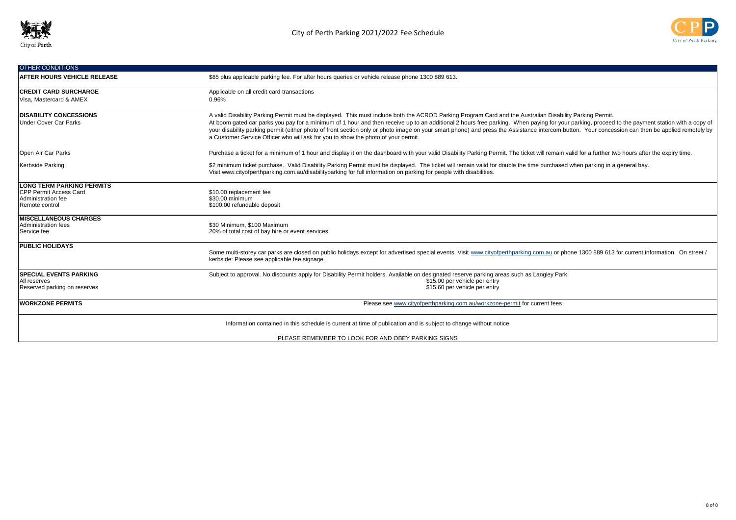# City of Perth Parking 2021/2022 Fee Schedule

| OTHER CONDITIONS | |
|---|---|
| **AFTER HOURS VEHICLE RELEASE** | $85 plus applicable parking fee. For after hours queries or vehicle release phone 1300 889 613. |
| **CREDIT CARD SURCHARGE** | Applicable on all credit card transactions |
| Visa, Mastercard & AMEX | 0.96% |
| **DISABILITY CONCESSIONS** | A valid Disability Parking Permit must be displayed. This must include both the ACROD Parking Program Card and the Australian Disability Parking Permit. |
| Under Cover Car Parks | At boom gated car parks you pay for a minimum of 1 hour and then receive up to an additional 2 hours free parking. When paying for your parking, proceed to the payment station with a copy of your disability parking permit (either photo of front section only or photo image on your smart phone) and press the Assistance intercom button. Your concession can then be applied remotely by a Customer Service Officer who will ask for you to show the photo of your permit. |
| Open Air Car Parks | Purchase a ticket for a minimum of 1 hour and display it on the dashboard with your valid Disability Parking Permit. The ticket will remain valid for a further two hours after the expiry time. |
| Kerbside Parking | $2 minimum ticket purchase. Valid Disability Parking Permit must be displayed. The ticket will remain valid for double the time purchased when parking in a general bay. Visit www.cityofperthparking.com.au/disabilityparking for full information on parking for people with disabilities. |
| **LONG TERM PARKING PERMITS** | |
| CPP Permit Access Card | $10.00 replacement fee |
| Administration fee | $30.00 minimum |
| Remote control | $100.00 refundable deposit |
| **MISCELLANEOUS CHARGES** | |
| Administration fees | $30 Minimum, $100 Maximum |
| Service fee | 20% of total cost of bay hire or event services |
| **PUBLIC HOLIDAYS** | Some multi-storey car parks are closed on public holidays except for advertised special events. Visit www.cityofperthparking.com.au or phone 1300 889 613 for current information. On street / kerbside: Please see applicable fee signage |
| **SPECIAL EVENTS PARKING** | Subject to approval. No discounts apply for Disability Permit holders. Available on designated reserve parking areas such as Langley Park. |
| All reserves | $15.00 per vehicle per entry |
| Reserved parking on reserves | $15.60 per vehicle per entry |
| **WORKZONE PERMITS** | Please see www.cityofperthparking.com.au/workzone-permit for current fees |

Information contained in this schedule is current at time of publication and is subject to change without notice

PLEASE REMEMBER TO LOOK FOR AND OBEY PARKING SIGNS